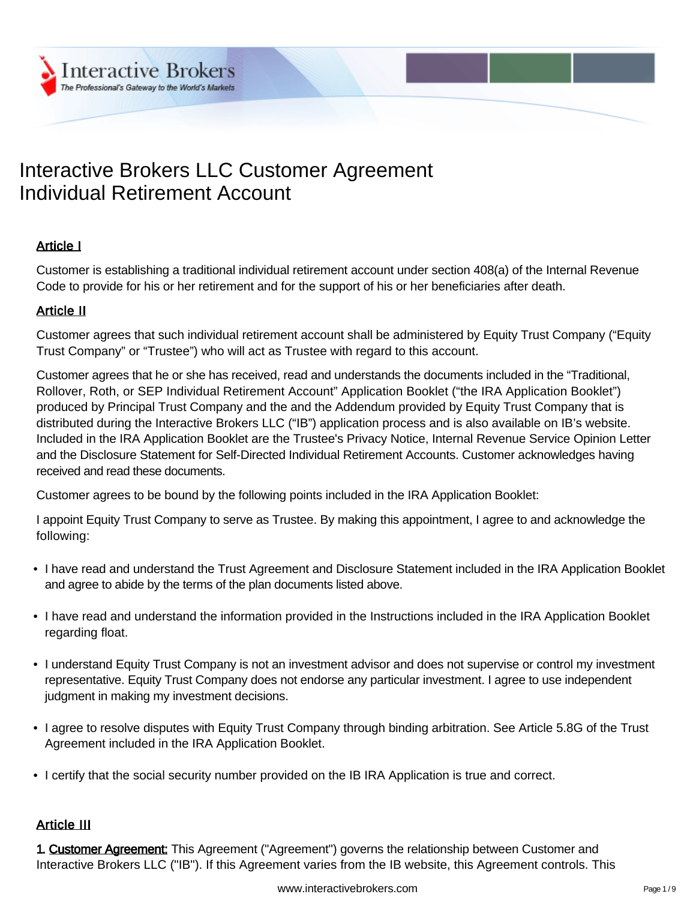# Interactive Brokers LLC Customer Agreement
# Individual Retirement Account

## Article I

Customer is establishing a traditional individual retirement account under section 408(a) of the Internal Revenue Code to provide for his or her retirement and for the support of his or her beneficiaries after death.

## Article II

Customer agrees that such individual retirement account shall be administered by Equity Trust Company ("Equity Trust Company" or "Trustee") who will act as Trustee with regard to this account.

Customer agrees that he or she has received, read and understands the documents included in the "Traditional, Rollover, Roth, or SEP Individual Retirement Account" Application Booklet ("the IRA Application Booklet") produced by Principal Trust Company and the and the Addendum provided by Equity Trust Company that is distributed during the Interactive Brokers LLC ("IB") application process and is also available on IB's website. Included in the IRA Application Booklet are the Trustee's Privacy Notice, Internal Revenue Service Opinion Letter and the Disclosure Statement for Self-Directed Individual Retirement Accounts. Customer acknowledges having received and read these documents.

Customer agrees to be bound by the following points included in the IRA Application Booklet:

I appoint Equity Trust Company to serve as Trustee. By making this appointment, I agree to and acknowledge the following:

- I have read and understand the Trust Agreement and Disclosure Statement included in the IRA Application Booklet and agree to abide by the terms of the plan documents listed above.
- I have read and understand the information provided in the Instructions included in the IRA Application Booklet regarding float.
- I understand Equity Trust Company is not an investment advisor and does not supervise or control my investment representative. Equity Trust Company does not endorse any particular investment. I agree to use independent judgment in making my investment decisions.
- I agree to resolve disputes with Equity Trust Company through binding arbitration. See Article 5.8G of the Trust Agreement included in the IRA Application Booklet.
- I certify that the social security number provided on the IB IRA Application is true and correct.

## Article III

1. Customer Agreement: This Agreement ("Agreement") governs the relationship between Customer and Interactive Brokers LLC ("IB"). If this Agreement varies from the IB website, this Agreement controls. This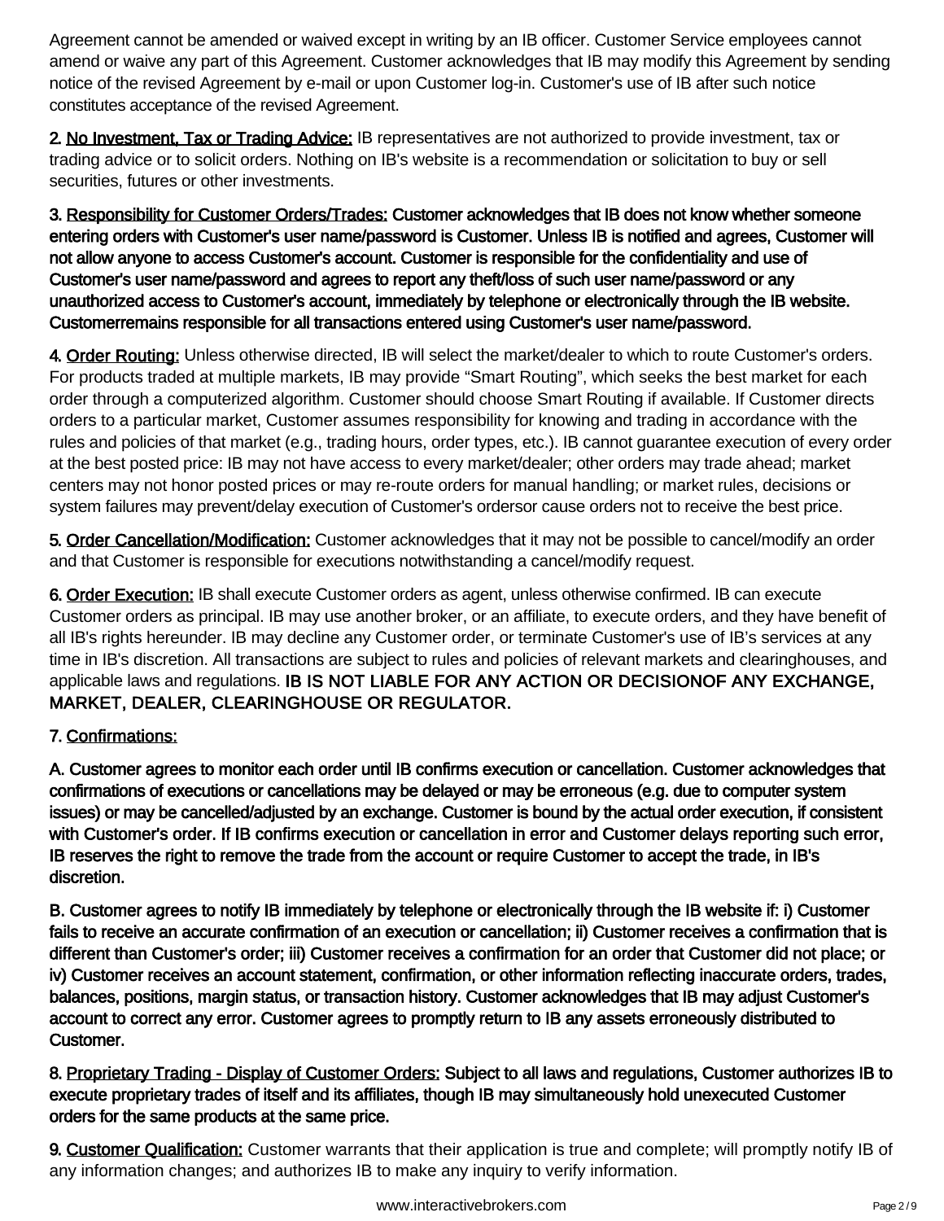Agreement cannot be amended or waived except in writing by an IB officer. Customer Service employees cannot amend or waive any part of this Agreement. Customer acknowledges that IB may modify this Agreement by sending notice of the revised Agreement by e-mail or upon Customer log-in. Customer's use of IB after such notice constitutes acceptance of the revised Agreement.

**2. <u>No Investment, Tax or Trading Advice:</u>** IB representatives are not authorized to provide investment, tax or trading advice or to solicit orders. Nothing on IB's website is a recommendation or solicitation to buy or sell securities, futures or other investments.

**3. <u>Responsibility for Customer Orders/Trades:</u> Customer acknowledges that IB does not know whether someone entering orders with Customer's user name/password is Customer. Unless IB is notified and agrees, Customer will not allow anyone to access Customer's account. Customer is responsible for the confidentiality and use of Customer's user name/password and agrees to report any theft/loss of such user name/password or any unauthorized access to Customer's account, immediately by telephone or electronically through the IB website. Customerremains responsible for all transactions entered using Customer's user name/password.**

**4. <u>Order Routing:</u>** Unless otherwise directed, IB will select the market/dealer to which to route Customer's orders. For products traded at multiple markets, IB may provide “Smart Routing”, which seeks the best market for each order through a computerized algorithm. Customer should choose Smart Routing if available. If Customer directs orders to a particular market, Customer assumes responsibility for knowing and trading in accordance with the rules and policies of that market (e.g., trading hours, order types, etc.). IB cannot guarantee execution of every order at the best posted price: IB may not have access to every market/dealer; other orders may trade ahead; market centers may not honor posted prices or may re-route orders for manual handling; or market rules, decisions or system failures may prevent/delay execution of Customer's ordersor cause orders not to receive the best price.

**5. <u>Order Cancellation/Modification:</u>** Customer acknowledges that it may not be possible to cancel/modify an order and that Customer is responsible for executions notwithstanding a cancel/modify request.

**6. <u>Order Execution:</u>** IB shall execute Customer orders as agent, unless otherwise confirmed. IB can execute Customer orders as principal. IB may use another broker, or an affiliate, to execute orders, and they have benefit of all IB's rights hereunder. IB may decline any Customer order, or terminate Customer's use of IB's services at any time in IB's discretion. All transactions are subject to rules and policies of relevant markets and clearinghouses, and applicable laws and regulations. IB IS NOT LIABLE FOR ANY ACTION OR DECISIONOF ANY EXCHANGE, MARKET, DEALER, CLEARINGHOUSE OR REGULATOR.

**7. <u>Confirmations:</u>**

**A. Customer agrees to monitor each order until IB confirms execution or cancellation. Customer acknowledges that confirmations of executions or cancellations may be delayed or may be erroneous (e.g. due to computer system issues) or may be cancelled/adjusted by an exchange. Customer is bound by the actual order execution, if consistent with Customer's order. If IB confirms execution or cancellation in error and Customer delays reporting such error, IB reserves the right to remove the trade from the account or require Customer to accept the trade, in IB's discretion.**

**B. Customer agrees to notify IB immediately by telephone or electronically through the IB website if: i) Customer fails to receive an accurate confirmation of an execution or cancellation; ii) Customer receives a confirmation that is different than Customer's order; iii) Customer receives a confirmation for an order that Customer did not place; or iv) Customer receives an account statement, confirmation, or other information reflecting inaccurate orders, trades, balances, positions, margin status, or transaction history. Customer acknowledges that IB may adjust Customer's account to correct any error. Customer agrees to promptly return to IB any assets erroneously distributed to Customer.**

**8. <u>Proprietary Trading - Display of Customer Orders:</u> Subject to all laws and regulations, Customer authorizes IB to execute proprietary trades of itself and its affiliates, though IB may simultaneously hold unexecuted Customer orders for the same products at the same price.**

**9. <u>Customer Qualification:</u>** Customer warrants that their application is true and complete; will promptly notify IB of any information changes; and authorizes IB to make any inquiry to verify information.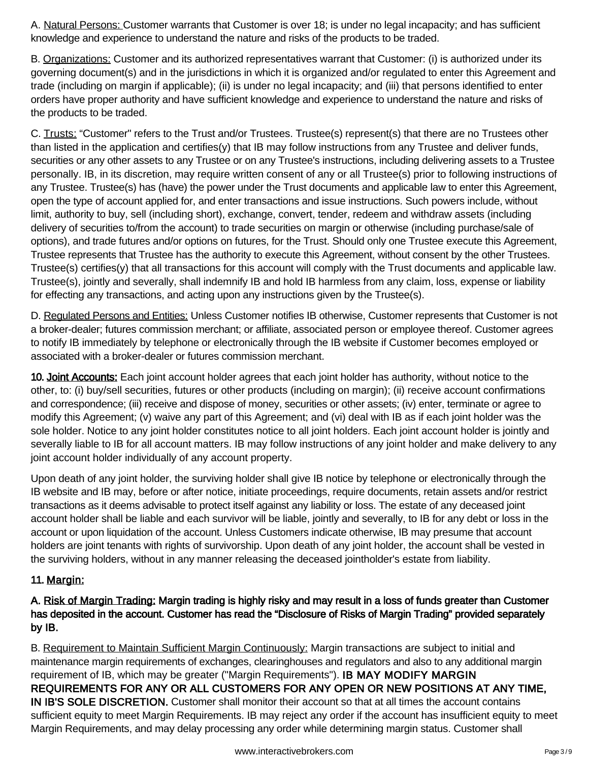A. Natural Persons: Customer warrants that Customer is over 18; is under no legal incapacity; and has sufficient knowledge and experience to understand the nature and risks of the products to be traded.

B. Organizations: Customer and its authorized representatives warrant that Customer: (i) is authorized under its governing document(s) and in the jurisdictions in which it is organized and/or regulated to enter this Agreement and trade (including on margin if applicable); (ii) is under no legal incapacity; and (iii) that persons identified to enter orders have proper authority and have sufficient knowledge and experience to understand the nature and risks of the products to be traded.

C. Trusts: "Customer" refers to the Trust and/or Trustees. Trustee(s) represent(s) that there are no Trustees other than listed in the application and certifies(y) that IB may follow instructions from any Trustee and deliver funds, securities or any other assets to any Trustee or on any Trustee's instructions, including delivering assets to a Trustee personally. IB, in its discretion, may require written consent of any or all Trustee(s) prior to following instructions of any Trustee. Trustee(s) has (have) the power under the Trust documents and applicable law to enter this Agreement, open the type of account applied for, and enter transactions and issue instructions. Such powers include, without limit, authority to buy, sell (including short), exchange, convert, tender, redeem and withdraw assets (including delivery of securities to/from the account) to trade securities on margin or otherwise (including purchase/sale of options), and trade futures and/or options on futures, for the Trust. Should only one Trustee execute this Agreement, Trustee represents that Trustee has the authority to execute this Agreement, without consent by the other Trustees. Trustee(s) certifies(y) that all transactions for this account will comply with the Trust documents and applicable law. Trustee(s), jointly and severally, shall indemnify IB and hold IB harmless from any claim, loss, expense or liability for effecting any transactions, and acting upon any instructions given by the Trustee(s).

D. Regulated Persons and Entities: Unless Customer notifies IB otherwise, Customer represents that Customer is not a broker-dealer; futures commission merchant; or affiliate, associated person or employee thereof. Customer agrees to notify IB immediately by telephone or electronically through the IB website if Customer becomes employed or associated with a broker-dealer or futures commission merchant.

**10. Joint Accounts:** Each joint account holder agrees that each joint holder has authority, without notice to the other, to: (i) buy/sell securities, futures or other products (including on margin); (ii) receive account confirmations and correspondence; (iii) receive and dispose of money, securities or other assets; (iv) enter, terminate or agree to modify this Agreement; (v) waive any part of this Agreement; and (vi) deal with IB as if each joint holder was the sole holder. Notice to any joint holder constitutes notice to all joint holders. Each joint account holder is jointly and severally liable to IB for all account matters. IB may follow instructions of any joint holder and make delivery to any joint account holder individually of any account property.

Upon death of any joint holder, the surviving holder shall give IB notice by telephone or electronically through the IB website and IB may, before or after notice, initiate proceedings, require documents, retain assets and/or restrict transactions as it deems advisable to protect itself against any liability or loss. The estate of any deceased joint account holder shall be liable and each survivor will be liable, jointly and severally, to IB for any debt or loss in the account or upon liquidation of the account. Unless Customers indicate otherwise, IB may presume that account holders are joint tenants with rights of survivorship. Upon death of any joint holder, the account shall be vested in the surviving holders, without in any manner releasing the deceased jointholder's estate from liability.

**11. Margin:**

**A. Risk of Margin Trading: Margin trading is highly risky and may result in a loss of funds greater than Customer has deposited in the account. Customer has read the "Disclosure of Risks of Margin Trading" provided separately by IB.**

B. Requirement to Maintain Sufficient Margin Continuously: Margin transactions are subject to initial and maintenance margin requirements of exchanges, clearinghouses and regulators and also to any additional margin requirement of IB, which may be greater ("Margin Requirements"). **IB MAY MODIFY MARGIN REQUIREMENTS FOR ANY OR ALL CUSTOMERS FOR ANY OPEN OR NEW POSITIONS AT ANY TIME, IN IB'S SOLE DISCRETION.** Customer shall monitor their account so that at all times the account contains sufficient equity to meet Margin Requirements. IB may reject any order if the account has insufficient equity to meet Margin Requirements, and may delay processing any order while determining margin status. Customer shall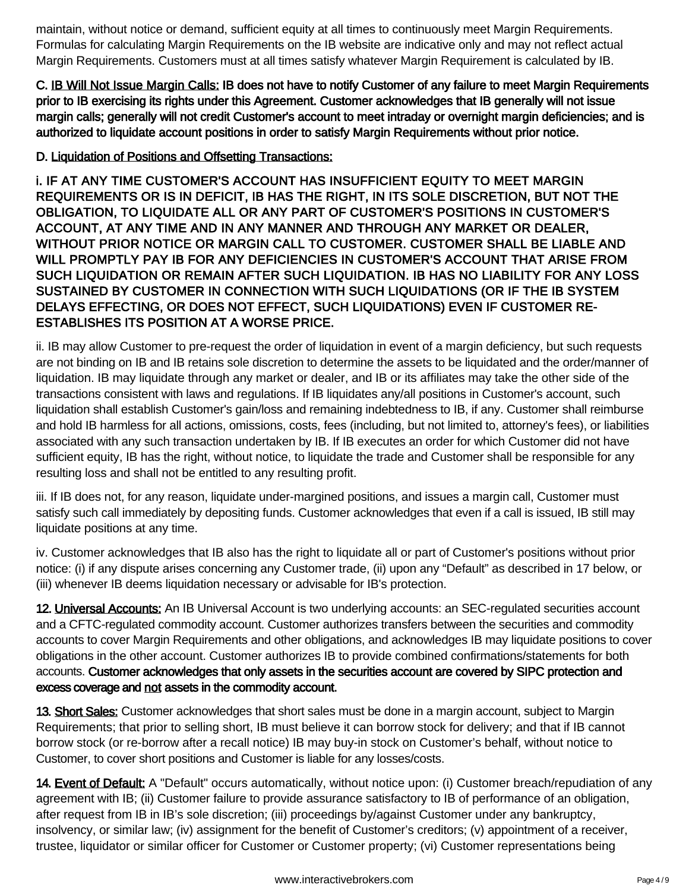maintain, without notice or demand, sufficient equity at all times to continuously meet Margin Requirements. Formulas for calculating Margin Requirements on the IB website are indicative only and may not reflect actual Margin Requirements. Customers must at all times satisfy whatever Margin Requirement is calculated by IB.

**C. IB Will Not Issue Margin Calls: IB does not have to notify Customer of any failure to meet Margin Requirements prior to IB exercising its rights under this Agreement. Customer acknowledges that IB generally will not issue margin calls; generally will not credit Customer's account to meet intraday or overnight margin deficiencies; and is authorized to liquidate account positions in order to satisfy Margin Requirements without prior notice.**

**D. Liquidation of Positions and Offsetting Transactions:**

**i. IF AT ANY TIME CUSTOMER'S ACCOUNT HAS INSUFFICIENT EQUITY TO MEET MARGIN REQUIREMENTS OR IS IN DEFICIT, IB HAS THE RIGHT, IN ITS SOLE DISCRETION, BUT NOT THE OBLIGATION, TO LIQUIDATE ALL OR ANY PART OF CUSTOMER'S POSITIONS IN CUSTOMER'S ACCOUNT, AT ANY TIME AND IN ANY MANNER AND THROUGH ANY MARKET OR DEALER, WITHOUT PRIOR NOTICE OR MARGIN CALL TO CUSTOMER. CUSTOMER SHALL BE LIABLE AND WILL PROMPTLY PAY IB FOR ANY DEFICIENCIES IN CUSTOMER'S ACCOUNT THAT ARISE FROM SUCH LIQUIDATION OR REMAIN AFTER SUCH LIQUIDATION. IB HAS NO LIABILITY FOR ANY LOSS SUSTAINED BY CUSTOMER IN CONNECTION WITH SUCH LIQUIDATIONS (OR IF THE IB SYSTEM DELAYS EFFECTING, OR DOES NOT EFFECT, SUCH LIQUIDATIONS) EVEN IF CUSTOMER RE-ESTABLISHES ITS POSITION AT A WORSE PRICE.**

ii. IB may allow Customer to pre-request the order of liquidation in event of a margin deficiency, but such requests are not binding on IB and IB retains sole discretion to determine the assets to be liquidated and the order/manner of liquidation. IB may liquidate through any market or dealer, and IB or its affiliates may take the other side of the transactions consistent with laws and regulations. If IB liquidates any/all positions in Customer's account, such liquidation shall establish Customer's gain/loss and remaining indebtedness to IB, if any. Customer shall reimburse and hold IB harmless for all actions, omissions, costs, fees (including, but not limited to, attorney's fees), or liabilities associated with any such transaction undertaken by IB. If IB executes an order for which Customer did not have sufficient equity, IB has the right, without notice, to liquidate the trade and Customer shall be responsible for any resulting loss and shall not be entitled to any resulting profit.

iii. If IB does not, for any reason, liquidate under-margined positions, and issues a margin call, Customer must satisfy such call immediately by depositing funds. Customer acknowledges that even if a call is issued, IB still may liquidate positions at any time.

iv. Customer acknowledges that IB also has the right to liquidate all or part of Customer's positions without prior notice: (i) if any dispute arises concerning any Customer trade, (ii) upon any "Default" as described in 17 below, or (iii) whenever IB deems liquidation necessary or advisable for IB's protection.

**12. Universal Accounts:** An IB Universal Account is two underlying accounts: an SEC-regulated securities account and a CFTC-regulated commodity account. Customer authorizes transfers between the securities and commodity accounts to cover Margin Requirements and other obligations, and acknowledges IB may liquidate positions to cover obligations in the other account. Customer authorizes IB to provide combined confirmations/statements for both accounts. **Customer acknowledges that only assets in the securities account are covered by SIPC protection and excess coverage and not assets in the commodity account.**

**13. Short Sales:** Customer acknowledges that short sales must be done in a margin account, subject to Margin Requirements; that prior to selling short, IB must believe it can borrow stock for delivery; and that if IB cannot borrow stock (or re-borrow after a recall notice) IB may buy-in stock on Customer's behalf, without notice to Customer, to cover short positions and Customer is liable for any losses/costs.

**14. Event of Default:** A "Default" occurs automatically, without notice upon: (i) Customer breach/repudiation of any agreement with IB; (ii) Customer failure to provide assurance satisfactory to IB of performance of an obligation, after request from IB in IB's sole discretion; (iii) proceedings by/against Customer under any bankruptcy, insolvency, or similar law; (iv) assignment for the benefit of Customer's creditors; (v) appointment of a receiver, trustee, liquidator or similar officer for Customer or Customer property; (vi) Customer representations being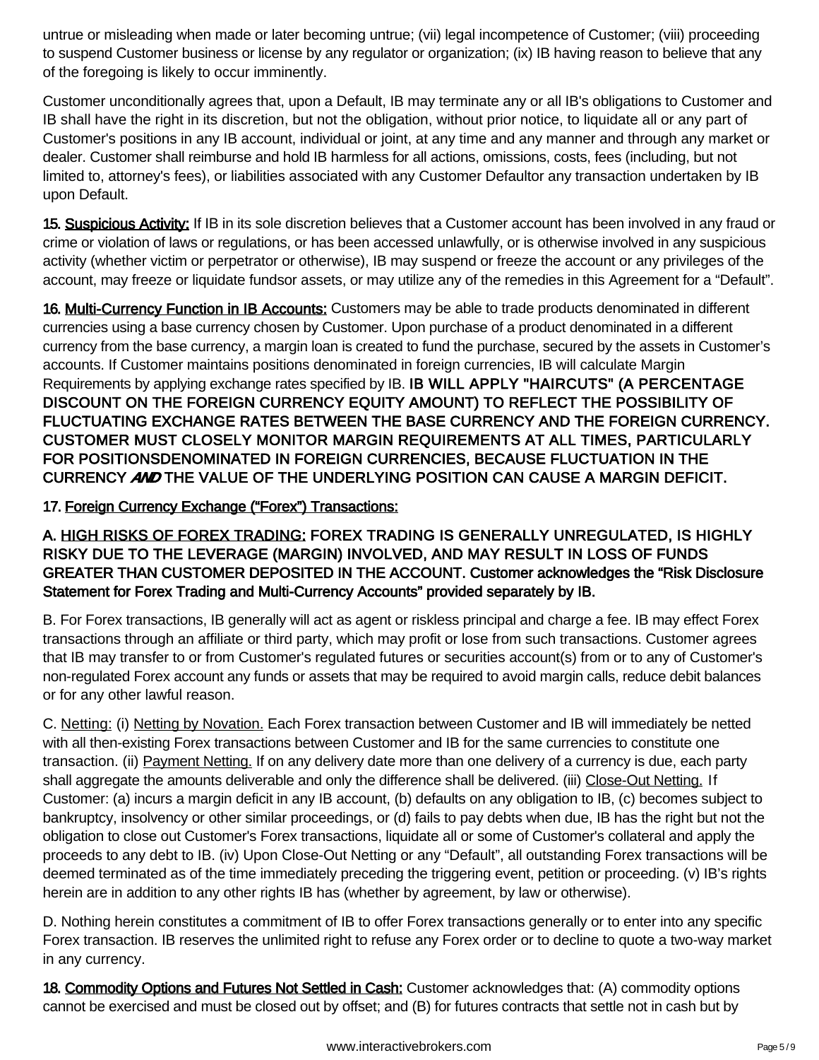untrue or misleading when made or later becoming untrue; (vii) legal incompetence of Customer; (viii) proceeding to suspend Customer business or license by any regulator or organization; (ix) IB having reason to believe that any of the foregoing is likely to occur imminently.

Customer unconditionally agrees that, upon a Default, IB may terminate any or all IB's obligations to Customer and IB shall have the right in its discretion, but not the obligation, without prior notice, to liquidate all or any part of Customer's positions in any IB account, individual or joint, at any time and any manner and through any market or dealer. Customer shall reimburse and hold IB harmless for all actions, omissions, costs, fees (including, but not limited to, attorney's fees), or liabilities associated with any Customer Defaultor any transaction undertaken by IB upon Default.

**15. Suspicious Activity:** If IB in its sole discretion believes that a Customer account has been involved in any fraud or crime or violation of laws or regulations, or has been accessed unlawfully, or is otherwise involved in any suspicious activity (whether victim or perpetrator or otherwise), IB may suspend or freeze the account or any privileges of the account, may freeze or liquidate fundsor assets, or may utilize any of the remedies in this Agreement for a “Default”.

**16. Multi-Currency Function in IB Accounts:** Customers may be able to trade products denominated in different currencies using a base currency chosen by Customer. Upon purchase of a product denominated in a different currency from the base currency, a margin loan is created to fund the purchase, secured by the assets in Customer's accounts. If Customer maintains positions denominated in foreign currencies, IB will calculate Margin Requirements by applying exchange rates specified by IB. **IB WILL APPLY "HAIRCUTS" (A PERCENTAGE DISCOUNT ON THE FOREIGN CURRENCY EQUITY AMOUNT) TO REFLECT THE POSSIBILITY OF FLUCTUATING EXCHANGE RATES BETWEEN THE BASE CURRENCY AND THE FOREIGN CURRENCY. CUSTOMER MUST CLOSELY MONITOR MARGIN REQUIREMENTS AT ALL TIMES, PARTICULARLY FOR POSITIONSDENOMINATED IN FOREIGN CURRENCIES, BECAUSE FLUCTUATION IN THE CURRENCY *AND* THE VALUE OF THE UNDERLYING POSITION CAN CAUSE A MARGIN DEFICIT.**

**17. Foreign Currency Exchange (“Forex”) Transactions:**

**A. HIGH RISKS OF FOREX TRADING: FOREX TRADING IS GENERALLY UNREGULATED, IS HIGHLY RISKY DUE TO THE LEVERAGE (MARGIN) INVOLVED, AND MAY RESULT IN LOSS OF FUNDS GREATER THAN CUSTOMER DEPOSITED IN THE ACCOUNT. Customer acknowledges the “Risk Disclosure Statement for Forex Trading and Multi-Currency Accounts” provided separately by IB.**

B. For Forex transactions, IB generally will act as agent or riskless principal and charge a fee. IB may effect Forex transactions through an affiliate or third party, which may profit or lose from such transactions. Customer agrees that IB may transfer to or from Customer's regulated futures or securities account(s) from or to any of Customer's non-regulated Forex account any funds or assets that may be required to avoid margin calls, reduce debit balances or for any other lawful reason.

C. Netting: (i) Netting by Novation. Each Forex transaction between Customer and IB will immediately be netted with all then-existing Forex transactions between Customer and IB for the same currencies to constitute one transaction. (ii) Payment Netting. If on any delivery date more than one delivery of a currency is due, each party shall aggregate the amounts deliverable and only the difference shall be delivered. (iii) Close-Out Netting. If Customer: (a) incurs a margin deficit in any IB account, (b) defaults on any obligation to IB, (c) becomes subject to bankruptcy, insolvency or other similar proceedings, or (d) fails to pay debts when due, IB has the right but not the obligation to close out Customer's Forex transactions, liquidate all or some of Customer's collateral and apply the proceeds to any debt to IB. (iv) Upon Close-Out Netting or any “Default”, all outstanding Forex transactions will be deemed terminated as of the time immediately preceding the triggering event, petition or proceeding. (v) IB's rights herein are in addition to any other rights IB has (whether by agreement, by law or otherwise).

D. Nothing herein constitutes a commitment of IB to offer Forex transactions generally or to enter into any specific Forex transaction. IB reserves the unlimited right to refuse any Forex order or to decline to quote a two-way market in any currency.

**18. Commodity Options and Futures Not Settled in Cash:** Customer acknowledges that: (A) commodity options cannot be exercised and must be closed out by offset; and (B) for futures contracts that settle not in cash but by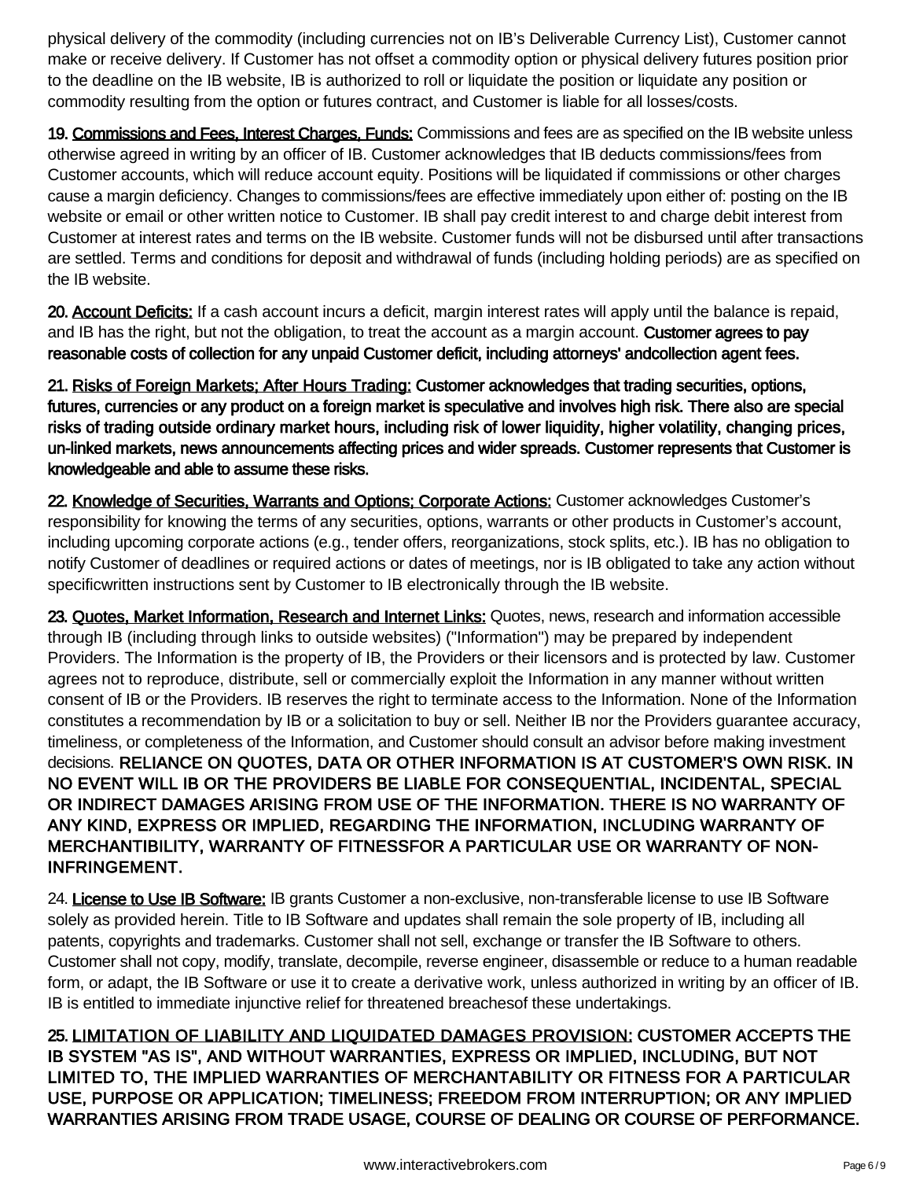physical delivery of the commodity (including currencies not on IB's Deliverable Currency List), Customer cannot make or receive delivery. If Customer has not offset a commodity option or physical delivery futures position prior to the deadline on the IB website, IB is authorized to roll or liquidate the position or liquidate any position or commodity resulting from the option or futures contract, and Customer is liable for all losses/costs.

**19. Commissions and Fees, Interest Charges, Funds:** Commissions and fees are as specified on the IB website unless otherwise agreed in writing by an officer of IB. Customer acknowledges that IB deducts commissions/fees from Customer accounts, which will reduce account equity. Positions will be liquidated if commissions or other charges cause a margin deficiency. Changes to commissions/fees are effective immediately upon either of: posting on the IB website or email or other written notice to Customer. IB shall pay credit interest to and charge debit interest from Customer at interest rates and terms on the IB website. Customer funds will not be disbursed until after transactions are settled. Terms and conditions for deposit and withdrawal of funds (including holding periods) are as specified on the IB website.

**20. Account Deficits:** If a cash account incurs a deficit, margin interest rates will apply until the balance is repaid, and IB has the right, but not the obligation, to treat the account as a margin account. **Customer agrees to pay reasonable costs of collection for any unpaid Customer deficit, including attorneys' andcollection agent fees.**

**21. Risks of Foreign Markets; After Hours Trading: Customer acknowledges that trading securities, options, futures, currencies or any product on a foreign market is speculative and involves high risk. There also are special risks of trading outside ordinary market hours, including risk of lower liquidity, higher volatility, changing prices, un-linked markets, news announcements affecting prices and wider spreads. Customer represents that Customer is knowledgeable and able to assume these risks.**

**22. Knowledge of Securities, Warrants and Options; Corporate Actions:** Customer acknowledges Customer's responsibility for knowing the terms of any securities, options, warrants or other products in Customer's account, including upcoming corporate actions (e.g., tender offers, reorganizations, stock splits, etc.). IB has no obligation to notify Customer of deadlines or required actions or dates of meetings, nor is IB obligated to take any action without specificwritten instructions sent by Customer to IB electronically through the IB website.

**23. Quotes, Market Information, Research and Internet Links:** Quotes, news, research and information accessible through IB (including through links to outside websites) ("Information") may be prepared by independent Providers. The Information is the property of IB, the Providers or their licensors and is protected by law. Customer agrees not to reproduce, distribute, sell or commercially exploit the Information in any manner without written consent of IB or the Providers. IB reserves the right to terminate access to the Information. None of the Information constitutes a recommendation by IB or a solicitation to buy or sell. Neither IB nor the Providers guarantee accuracy, timeliness, or completeness of the Information, and Customer should consult an advisor before making investment decisions. **RELIANCE ON QUOTES, DATA OR OTHER INFORMATION IS AT CUSTOMER'S OWN RISK. IN NO EVENT WILL IB OR THE PROVIDERS BE LIABLE FOR CONSEQUENTIAL, INCIDENTAL, SPECIAL OR INDIRECT DAMAGES ARISING FROM USE OF THE INFORMATION. THERE IS NO WARRANTY OF ANY KIND, EXPRESS OR IMPLIED, REGARDING THE INFORMATION, INCLUDING WARRANTY OF MERCHANTIBILITY, WARRANTY OF FITNESSFOR A PARTICULAR USE OR WARRANTY OF NON-INFRINGEMENT.**

24. **License to Use IB Software:** IB grants Customer a non-exclusive, non-transferable license to use IB Software solely as provided herein. Title to IB Software and updates shall remain the sole property of IB, including all patents, copyrights and trademarks. Customer shall not sell, exchange or transfer the IB Software to others. Customer shall not copy, modify, translate, decompile, reverse engineer, disassemble or reduce to a human readable form, or adapt, the IB Software or use it to create a derivative work, unless authorized in writing by an officer of IB. IB is entitled to immediate injunctive relief for threatened breachesof these undertakings.

**25. LIMITATION OF LIABILITY AND LIQUIDATED DAMAGES PROVISION: CUSTOMER ACCEPTS THE IB SYSTEM "AS IS", AND WITHOUT WARRANTIES, EXPRESS OR IMPLIED, INCLUDING, BUT NOT LIMITED TO, THE IMPLIED WARRANTIES OF MERCHANTABILITY OR FITNESS FOR A PARTICULAR USE, PURPOSE OR APPLICATION; TIMELINESS; FREEDOM FROM INTERRUPTION; OR ANY IMPLIED WARRANTIES ARISING FROM TRADE USAGE, COURSE OF DEALING OR COURSE OF PERFORMANCE.**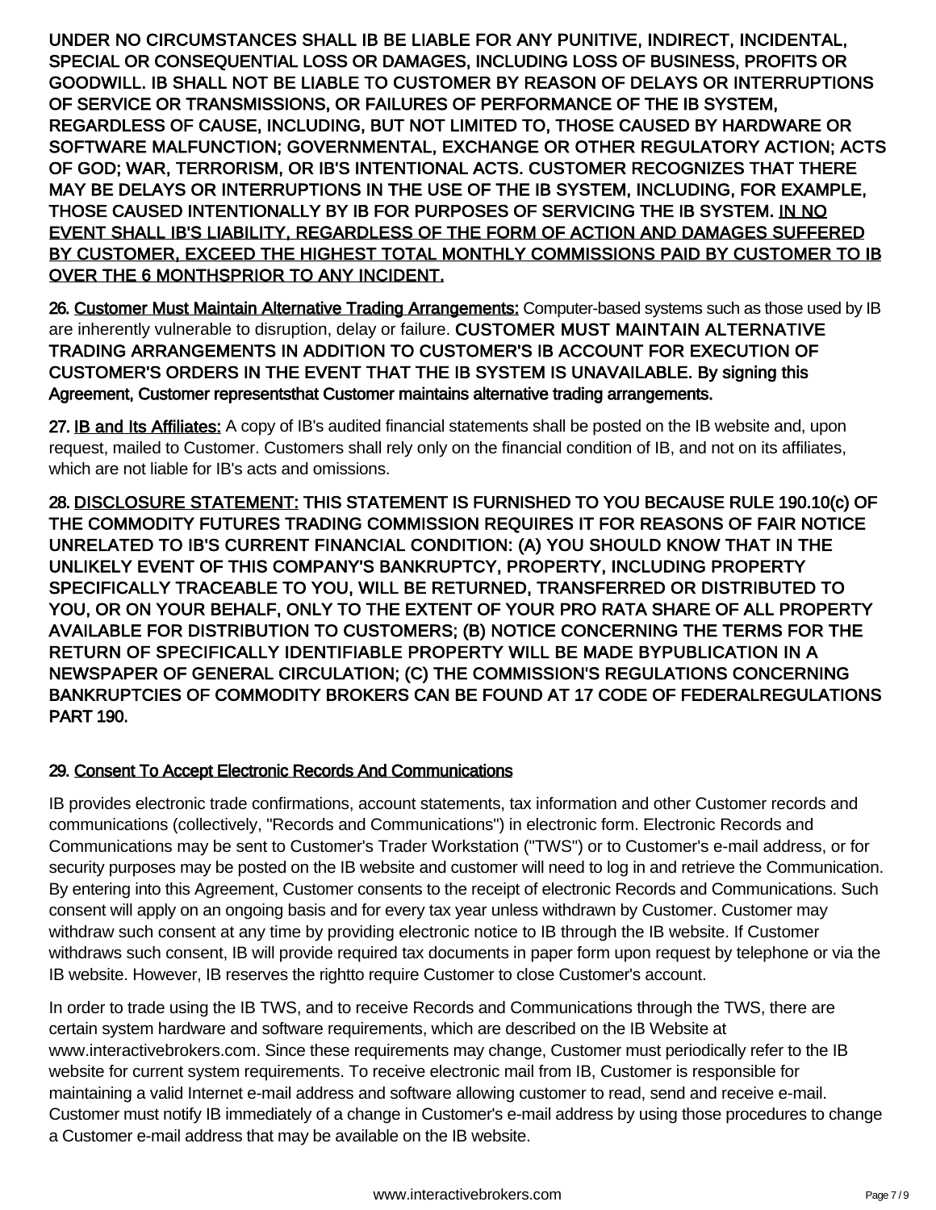**UNDER NO CIRCUMSTANCES SHALL IB BE LIABLE FOR ANY PUNITIVE, INDIRECT, INCIDENTAL, SPECIAL OR CONSEQUENTIAL LOSS OR DAMAGES, INCLUDING LOSS OF BUSINESS, PROFITS OR GOODWILL. IB SHALL NOT BE LIABLE TO CUSTOMER BY REASON OF DELAYS OR INTERRUPTIONS OF SERVICE OR TRANSMISSIONS, OR FAILURES OF PERFORMANCE OF THE IB SYSTEM, REGARDLESS OF CAUSE, INCLUDING, BUT NOT LIMITED TO, THOSE CAUSED BY HARDWARE OR SOFTWARE MALFUNCTION; GOVERNMENTAL, EXCHANGE OR OTHER REGULATORY ACTION; ACTS OF GOD; WAR, TERRORISM, OR IB'S INTENTIONAL ACTS. CUSTOMER RECOGNIZES THAT THERE MAY BE DELAYS OR INTERRUPTIONS IN THE USE OF THE IB SYSTEM, INCLUDING, FOR EXAMPLE, THOSE CAUSED INTENTIONALLY BY IB FOR PURPOSES OF SERVICING THE IB SYSTEM. <u>IN NO EVENT SHALL IB'S LIABILITY, REGARDLESS OF THE FORM OF ACTION AND DAMAGES SUFFERED BY CUSTOMER, EXCEED THE HIGHEST TOTAL MONTHLY COMMISSIONS PAID BY CUSTOMER TO IB OVER THE 6 MONTHSPRIOR TO ANY INCIDENT.</u>**

**26. <u>Customer Must Maintain Alternative Trading Arrangements:</u>** Computer-based systems such as those used by IB are inherently vulnerable to disruption, delay or failure. **CUSTOMER MUST MAINTAIN ALTERNATIVE TRADING ARRANGEMENTS IN ADDITION TO CUSTOMER'S IB ACCOUNT FOR EXECUTION OF CUSTOMER'S ORDERS IN THE EVENT THAT THE IB SYSTEM IS UNAVAILABLE. By signing this Agreement, Customer representsthat Customer maintains alternative trading arrangements.**

**27. <u>IB and Its Affiliates:</u>** A copy of IB's audited financial statements shall be posted on the IB website and, upon request, mailed to Customer. Customers shall rely only on the financial condition of IB, and not on its affiliates, which are not liable for IB's acts and omissions.

**28. <u>DISCLOSURE STATEMENT:</u> THIS STATEMENT IS FURNISHED TO YOU BECAUSE RULE 190.10(c) OF THE COMMODITY FUTURES TRADING COMMISSION REQUIRES IT FOR REASONS OF FAIR NOTICE UNRELATED TO IB'S CURRENT FINANCIAL CONDITION: (A) YOU SHOULD KNOW THAT IN THE UNLIKELY EVENT OF THIS COMPANY'S BANKRUPTCY, PROPERTY, INCLUDING PROPERTY SPECIFICALLY TRACEABLE TO YOU, WILL BE RETURNED, TRANSFERRED OR DISTRIBUTED TO YOU, OR ON YOUR BEHALF, ONLY TO THE EXTENT OF YOUR PRO RATA SHARE OF ALL PROPERTY AVAILABLE FOR DISTRIBUTION TO CUSTOMERS; (B) NOTICE CONCERNING THE TERMS FOR THE RETURN OF SPECIFICALLY IDENTIFIABLE PROPERTY WILL BE MADE BYPUBLICATION IN A NEWSPAPER OF GENERAL CIRCULATION; (C) THE COMMISSION'S REGULATIONS CONCERNING BANKRUPTCIES OF COMMODITY BROKERS CAN BE FOUND AT 17 CODE OF FEDERALREGULATIONS PART 190.**

**29. <u>Consent To Accept Electronic Records And Communications</u>**

IB provides electronic trade confirmations, account statements, tax information and other Customer records and communications (collectively, "Records and Communications") in electronic form. Electronic Records and Communications may be sent to Customer's Trader Workstation ("TWS") or to Customer's e-mail address, or for security purposes may be posted on the IB website and customer will need to log in and retrieve the Communication. By entering into this Agreement, Customer consents to the receipt of electronic Records and Communications. Such consent will apply on an ongoing basis and for every tax year unless withdrawn by Customer. Customer may withdraw such consent at any time by providing electronic notice to IB through the IB website. If Customer withdraws such consent, IB will provide required tax documents in paper form upon request by telephone or via the IB website. However, IB reserves the rightto require Customer to close Customer's account.

In order to trade using the IB TWS, and to receive Records and Communications through the TWS, there are certain system hardware and software requirements, which are described on the IB Website at www.interactivebrokers.com. Since these requirements may change, Customer must periodically refer to the IB website for current system requirements. To receive electronic mail from IB, Customer is responsible for maintaining a valid Internet e-mail address and software allowing customer to read, send and receive e-mail. Customer must notify IB immediately of a change in Customer's e-mail address by using those procedures to change a Customer e-mail address that may be available on the IB website.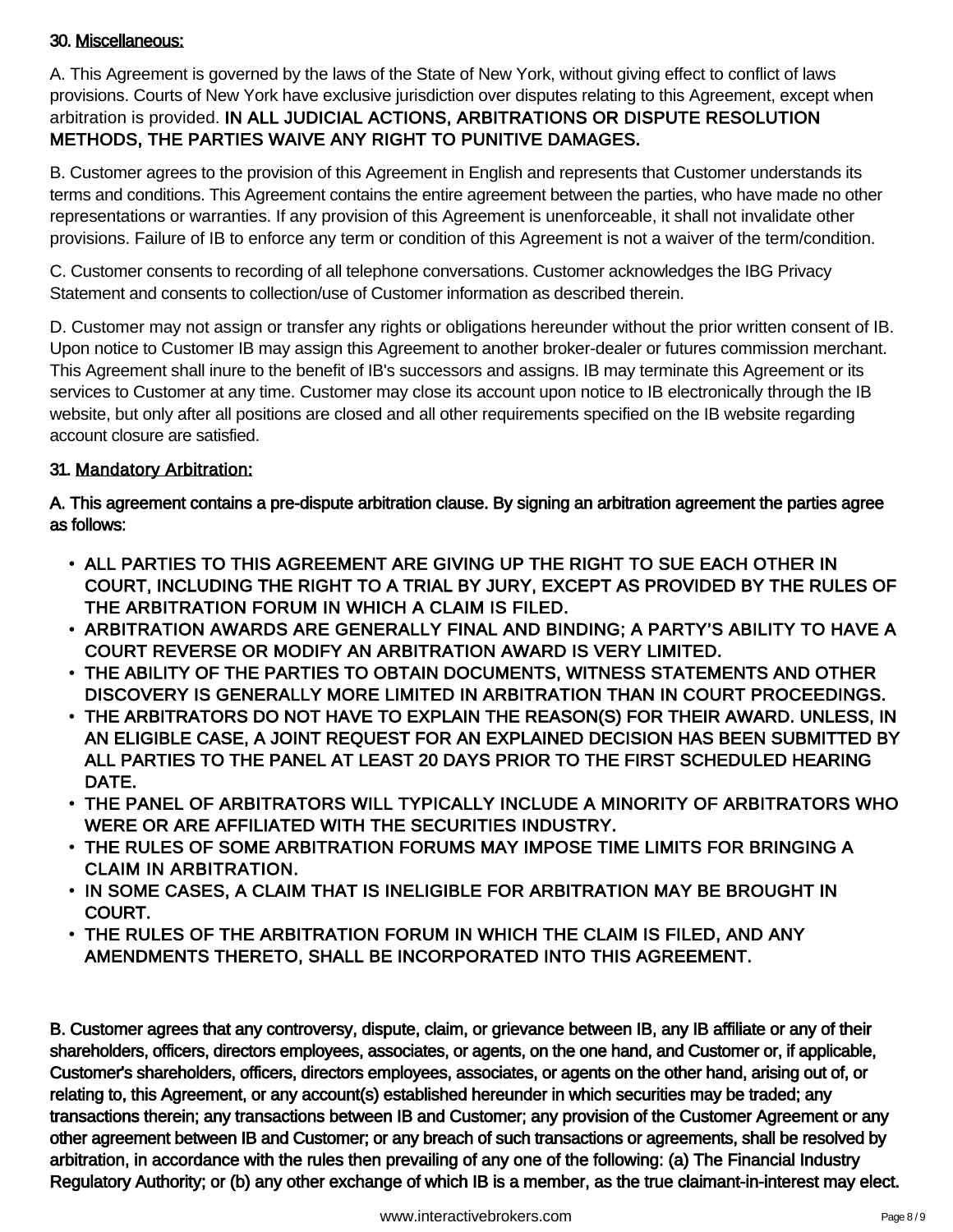30. Miscellaneous:

A. This Agreement is governed by the laws of the State of New York, without giving effect to conflict of laws provisions. Courts of New York have exclusive jurisdiction over disputes relating to this Agreement, except when arbitration is provided. **IN ALL JUDICIAL ACTIONS, ARBITRATIONS OR DISPUTE RESOLUTION METHODS, THE PARTIES WAIVE ANY RIGHT TO PUNITIVE DAMAGES.**

B. Customer agrees to the provision of this Agreement in English and represents that Customer understands its terms and conditions. This Agreement contains the entire agreement between the parties, who have made no other representations or warranties. If any provision of this Agreement is unenforceable, it shall not invalidate other provisions. Failure of IB to enforce any term or condition of this Agreement is not a waiver of the term/condition.

C. Customer consents to recording of all telephone conversations. Customer acknowledges the IBG Privacy Statement and consents to collection/use of Customer information as described therein.

D. Customer may not assign or transfer any rights or obligations hereunder without the prior written consent of IB. Upon notice to Customer IB may assign this Agreement to another broker-dealer or futures commission merchant. This Agreement shall inure to the benefit of IB's successors and assigns. IB may terminate this Agreement or its services to Customer at any time. Customer may close its account upon notice to IB electronically through the IB website, but only after all positions are closed and all other requirements specified on the IB website regarding account closure are satisfied.

31. Mandatory Arbitration:

A. This agreement contains a pre-dispute arbitration clause. By signing an arbitration agreement the parties agree as follows:

- ALL PARTIES TO THIS AGREEMENT ARE GIVING UP THE RIGHT TO SUE EACH OTHER IN COURT, INCLUDING THE RIGHT TO A TRIAL BY JURY, EXCEPT AS PROVIDED BY THE RULES OF THE ARBITRATION FORUM IN WHICH A CLAIM IS FILED.
- ARBITRATION AWARDS ARE GENERALLY FINAL AND BINDING; A PARTY'S ABILITY TO HAVE A COURT REVERSE OR MODIFY AN ARBITRATION AWARD IS VERY LIMITED.
- THE ABILITY OF THE PARTIES TO OBTAIN DOCUMENTS, WITNESS STATEMENTS AND OTHER DISCOVERY IS GENERALLY MORE LIMITED IN ARBITRATION THAN IN COURT PROCEEDINGS.
- THE ARBITRATORS DO NOT HAVE TO EXPLAIN THE REASON(S) FOR THEIR AWARD. UNLESS, IN AN ELIGIBLE CASE, A JOINT REQUEST FOR AN EXPLAINED DECISION HAS BEEN SUBMITTED BY ALL PARTIES TO THE PANEL AT LEAST 20 DAYS PRIOR TO THE FIRST SCHEDULED HEARING DATE.
- THE PANEL OF ARBITRATORS WILL TYPICALLY INCLUDE A MINORITY OF ARBITRATORS WHO WERE OR ARE AFFILIATED WITH THE SECURITIES INDUSTRY.
- THE RULES OF SOME ARBITRATION FORUMS MAY IMPOSE TIME LIMITS FOR BRINGING A CLAIM IN ARBITRATION.
- IN SOME CASES, A CLAIM THAT IS INELIGIBLE FOR ARBITRATION MAY BE BROUGHT IN COURT.
- THE RULES OF THE ARBITRATION FORUM IN WHICH THE CLAIM IS FILED, AND ANY AMENDMENTS THERETO, SHALL BE INCORPORATED INTO THIS AGREEMENT.

B. Customer agrees that any controversy, dispute, claim, or grievance between IB, any IB affiliate or any of their shareholders, officers, directors employees, associates, or agents, on the one hand, and Customer or, if applicable, Customer's shareholders, officers, directors employees, associates, or agents on the other hand, arising out of, or relating to, this Agreement, or any account(s) established hereunder in which securities may be traded; any transactions therein; any transactions between IB and Customer; any provision of the Customer Agreement or any other agreement between IB and Customer; or any breach of such transactions or agreements, shall be resolved by arbitration, in accordance with the rules then prevailing of any one of the following: (a) The Financial Industry Regulatory Authority; or (b) any other exchange of which IB is a member, as the true claimant-in-interest may elect.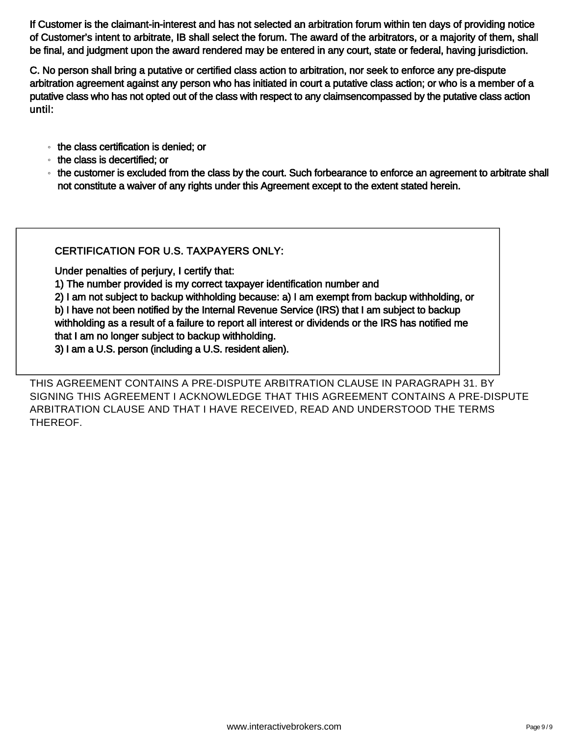If Customer is the claimant-in-interest and has not selected an arbitration forum within ten days of providing notice of Customer's intent to arbitrate, IB shall select the forum. The award of the arbitrators, or a majority of them, shall be final, and judgment upon the award rendered may be entered in any court, state or federal, having jurisdiction.

C. No person shall bring a putative or certified class action to arbitration, nor seek to enforce any pre-dispute arbitration agreement against any person who has initiated in court a putative class action; or who is a member of a putative class who has not opted out of the class with respect to any claimsencompassed by the putative class action until:

- the class certification is denied; or
- the class is decertified; or
- the customer is excluded from the class by the court. Such forbearance to enforce an agreement to arbitrate shall not constitute a waiver of any rights under this Agreement except to the extent stated herein.

CERTIFICATION FOR U.S. TAXPAYERS ONLY:

Under penalties of perjury, I certify that:
1) The number provided is my correct taxpayer identification number and
2) I am not subject to backup withholding because: a) I am exempt from backup withholding, or b) I have not been notified by the Internal Revenue Service (IRS) that I am subject to backup withholding as a result of a failure to report all interest or dividends or the IRS has notified me that I am no longer subject to backup withholding.
3) I am a U.S. person (including a U.S. resident alien).

THIS AGREEMENT CONTAINS A PRE-DISPUTE ARBITRATION CLAUSE IN PARAGRAPH 31. BY SIGNING THIS AGREEMENT I ACKNOWLEDGE THAT THIS AGREEMENT CONTAINS A PRE-DISPUTE ARBITRATION CLAUSE AND THAT I HAVE RECEIVED, READ AND UNDERSTOOD THE TERMS THEREOF.